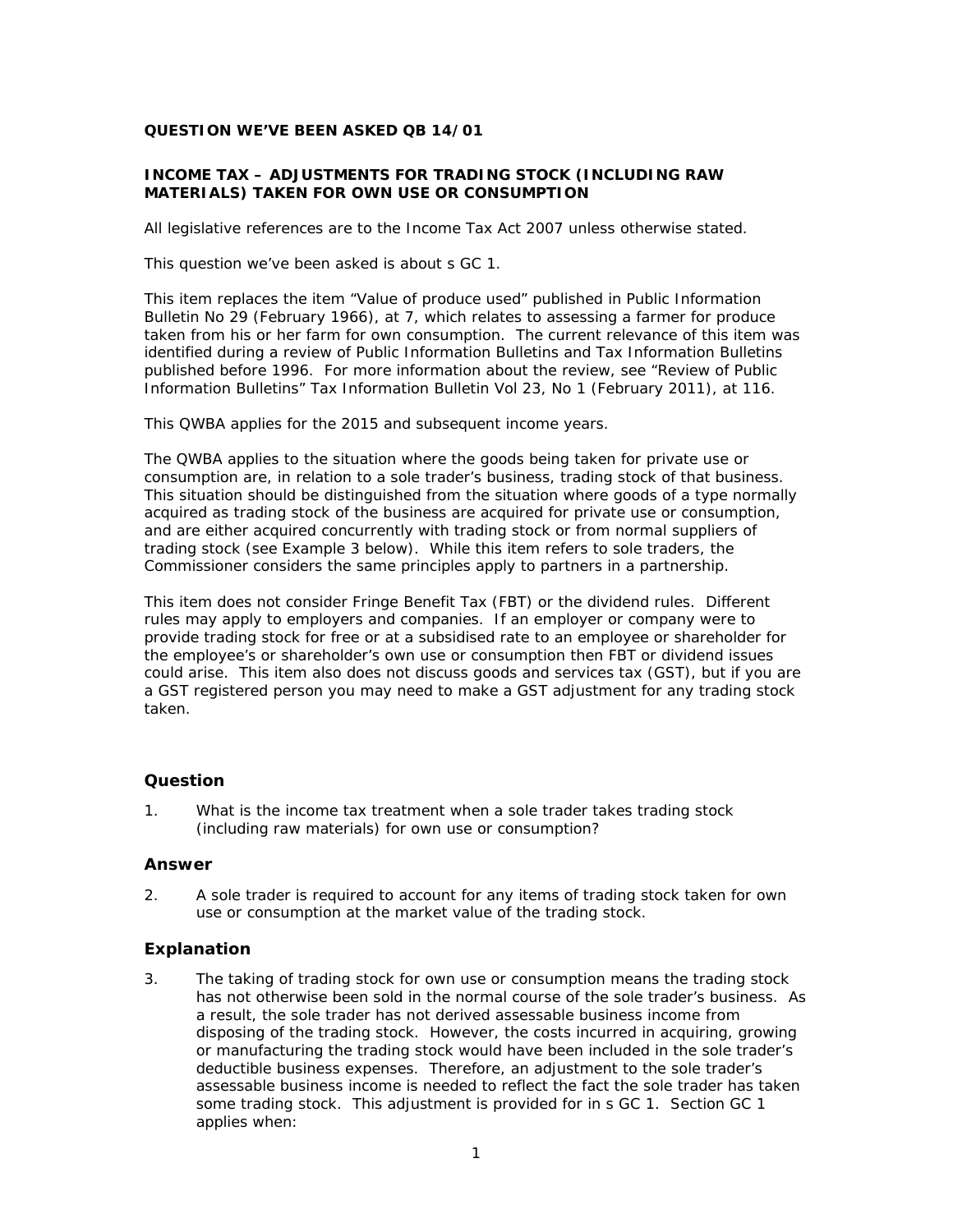**QUESTION WE'VE BEEN ASKED QB 14/01**

**INCOME TAX – ADJUSTMENTS FOR TRADING STOCK (INCLUDING RAW MATERIALS) TAKEN FOR OWN USE OR CONSUMPTION**

All legislative references are to the Income Tax Act 2007 unless otherwise stated.

This question we've been asked is about s GC 1.

This item replaces the item "Value of produce used" published in Public Information Bulletin No 29 (February 1966), at 7, which relates to assessing a farmer for produce taken from his or her farm for own consumption. The current relevance of this item was identified during a review of Public Information Bulletins and Tax Information Bulletins published before 1996. For more information about the review, see "Review of Public Information Bulletins" Tax Information Bulletin Vol 23, No 1 (February 2011), at 116.

This QWBA applies for the 2015 and subsequent income years.

The QWBA applies to the situation where the goods being taken for private use or consumption are, in relation to a sole trader's business, trading stock of that business. This situation should be distinguished from the situation where goods of a type normally acquired as trading stock of the business are acquired for private use or consumption, and are either acquired concurrently with trading stock or from normal suppliers of trading stock (see Example 3 below). While this item refers to sole traders, the Commissioner considers the same principles apply to partners in a partnership.

This item does not consider Fringe Benefit Tax (FBT) or the dividend rules. Different rules may apply to employers and companies. If an employer or company were to provide trading stock for free or at a subsidised rate to an employee or shareholder for the employee's or shareholder's own use or consumption then FBT or dividend issues could arise. This item also does not discuss goods and services tax (GST), but if you are a GST registered person you may need to make a GST adjustment for any trading stock taken.

## Question

1. What is the income tax treatment when a sole trader takes trading stock (including raw materials) for own use or consumption?

## Answer

2. A sole trader is required to account for any items of trading stock taken for own use or consumption at the market value of the trading stock.

## Explanation

3. The taking of trading stock for own use or consumption means the trading stock has not otherwise been sold in the normal course of the sole trader's business. As a result, the sole trader has not derived assessable business income from disposing of the trading stock. However, the costs incurred in acquiring, growing or manufacturing the trading stock would have been included in the sole trader's deductible business expenses. Therefore, an adjustment to the sole trader's assessable business income is needed to reflect the fact the sole trader has taken some trading stock. This adjustment is provided for in s GC 1. Section GC 1 applies when: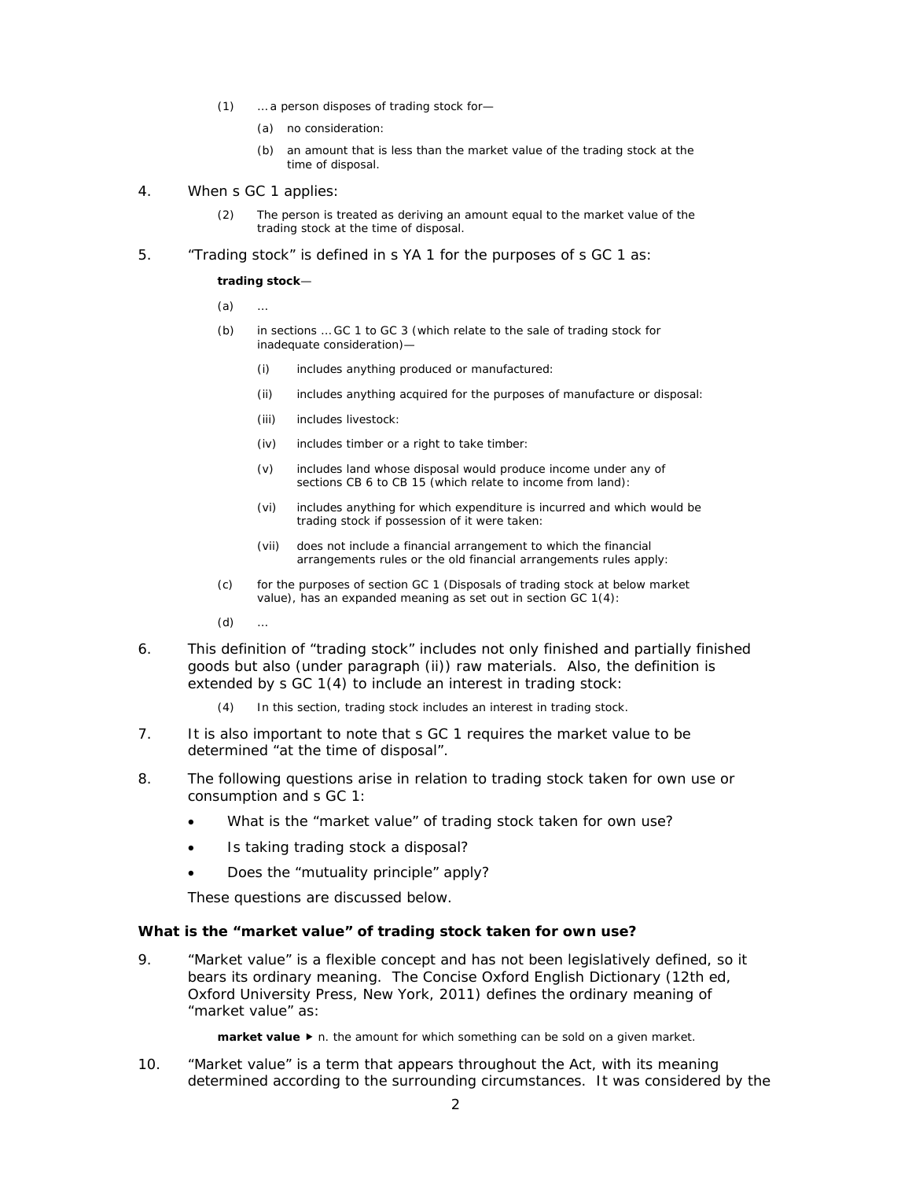> (1) … a person disposes of trading stock for—
>
> (a) no consideration:
>
> (b) an amount that is less than the market value of the trading stock at the time of disposal.

4. When s GC 1 applies:

> (2) The person is treated as deriving an amount equal to the market value of the trading stock at the time of disposal.

5. "Trading stock" is defined in s YA 1 for the purposes of s GC 1 as:

> **trading stock**—
>
> (a) …
>
> (b) in sections … GC 1 to GC 3 (which relate to the sale of trading stock for inadequate consideration)—
>
> (i) includes anything produced or manufactured:
>
> (ii) includes anything acquired for the purposes of manufacture or disposal:
>
> (iii) includes livestock:
>
> (iv) includes timber or a right to take timber:
>
> (v) includes land whose disposal would produce income under any of sections CB 6 to CB 15 (which relate to income from land):
>
> (vi) includes anything for which expenditure is incurred and which would be trading stock if possession of it were taken:
>
> (vii) does not include a financial arrangement to which the financial arrangements rules or the old financial arrangements rules apply:
>
> (c) for the purposes of section GC 1 (Disposals of trading stock at below market value), has an expanded meaning as set out in section GC 1(4):
>
> (d) …

6. This definition of "trading stock" includes not only finished and partially finished goods but also (under paragraph (ii)) raw materials. Also, the definition is extended by s GC 1(4) to include an interest in trading stock:

> (4) In this section, trading stock includes an interest in trading stock.

7. It is also important to note that s GC 1 requires the market value to be determined "at the time of disposal".

8. The following questions arise in relation to trading stock taken for own use or consumption and s GC 1:

   - What is the "market value" of trading stock taken for own use?
   - Is taking trading stock a disposal?
   - Does the "mutuality principle" apply?

   These questions are discussed below.

### What is the "market value" of trading stock taken for own use?

9. "Market value" is a flexible concept and has not been legislatively defined, so it bears its ordinary meaning. The Concise Oxford English Dictionary (12th ed, Oxford University Press, New York, 2011) defines the ordinary meaning of "market value" as:

> **market value** ▶ n. the amount for which something can be sold on a given market.

10. "Market value" is a term that appears throughout the Act, with its meaning determined according to the surrounding circumstances. It was considered by the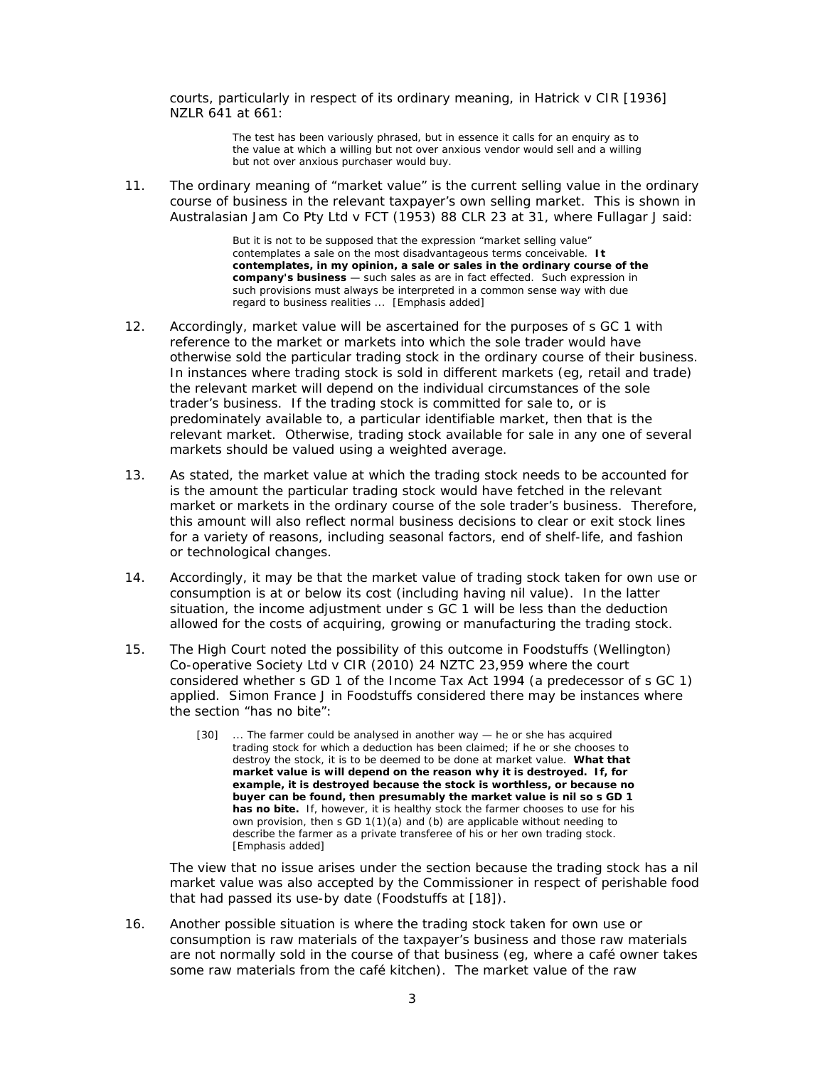courts, particularly in respect of its ordinary meaning, in Hatrick v CIR [1936] NZLR 641 at 661:

> The test has been variously phrased, but in essence it calls for an enquiry as to the value at which a willing but not over anxious vendor would sell and a willing but not over anxious purchaser would buy.

11. The ordinary meaning of "market value" is the current selling value in the ordinary course of business in the relevant taxpayer's own selling market. This is shown in Australasian Jam Co Pty Ltd v FCT (1953) 88 CLR 23 at 31, where Fullagar J said:

> But it is not to be supposed that the expression "market selling value" contemplates a sale on the most disadvantageous terms conceivable. **It contemplates, in my opinion, a sale or sales in the ordinary course of the company's business** — such sales as are in fact effected. Such expression in such provisions must always be interpreted in a common sense way with due regard to business realities ... [Emphasis added]

12. Accordingly, market value will be ascertained for the purposes of s GC 1 with reference to the market or markets into which the sole trader would have otherwise sold the particular trading stock in the ordinary course of their business. In instances where trading stock is sold in different markets (eg, retail and trade) the relevant market will depend on the individual circumstances of the sole trader's business. If the trading stock is committed for sale to, or is predominately available to, a particular identifiable market, then that is the relevant market. Otherwise, trading stock available for sale in any one of several markets should be valued using a weighted average.

13. As stated, the market value at which the trading stock needs to be accounted for is the amount the particular trading stock would have fetched in the relevant market or markets in the ordinary course of the sole trader's business. Therefore, this amount will also reflect normal business decisions to clear or exit stock lines for a variety of reasons, including seasonal factors, end of shelf-life, and fashion or technological changes.

14. Accordingly, it may be that the market value of trading stock taken for own use or consumption is at or below its cost (including having nil value). In the latter situation, the income adjustment under s GC 1 will be less than the deduction allowed for the costs of acquiring, growing or manufacturing the trading stock.

15. The High Court noted the possibility of this outcome in Foodstuffs (Wellington) Co-operative Society Ltd v CIR (2010) 24 NZTC 23,959 where the court considered whether s GD 1 of the Income Tax Act 1994 (a predecessor of s GC 1) applied. Simon France J in Foodstuffs considered there may be instances where the section "has no bite":

> [30] ... The farmer could be analysed in another way — he or she has acquired trading stock for which a deduction has been claimed; if he or she chooses to destroy the stock, it is to be deemed to be done at market value. **What that market value is will depend on the reason why it is destroyed. If, for example, it is destroyed because the stock is worthless, or because no buyer can be found, then presumably the market value is nil so s GD 1 has no bite.** If, however, it is healthy stock the farmer chooses to use for his own provision, then s GD 1(1)(a) and (b) are applicable without needing to describe the farmer as a private transferee of his or her own trading stock. [Emphasis added]

The view that no issue arises under the section because the trading stock has a nil market value was also accepted by the Commissioner in respect of perishable food that had passed its use-by date (Foodstuffs at [18]).

16. Another possible situation is where the trading stock taken for own use or consumption is raw materials of the taxpayer's business and those raw materials are not normally sold in the course of that business (eg, where a café owner takes some raw materials from the café kitchen). The market value of the raw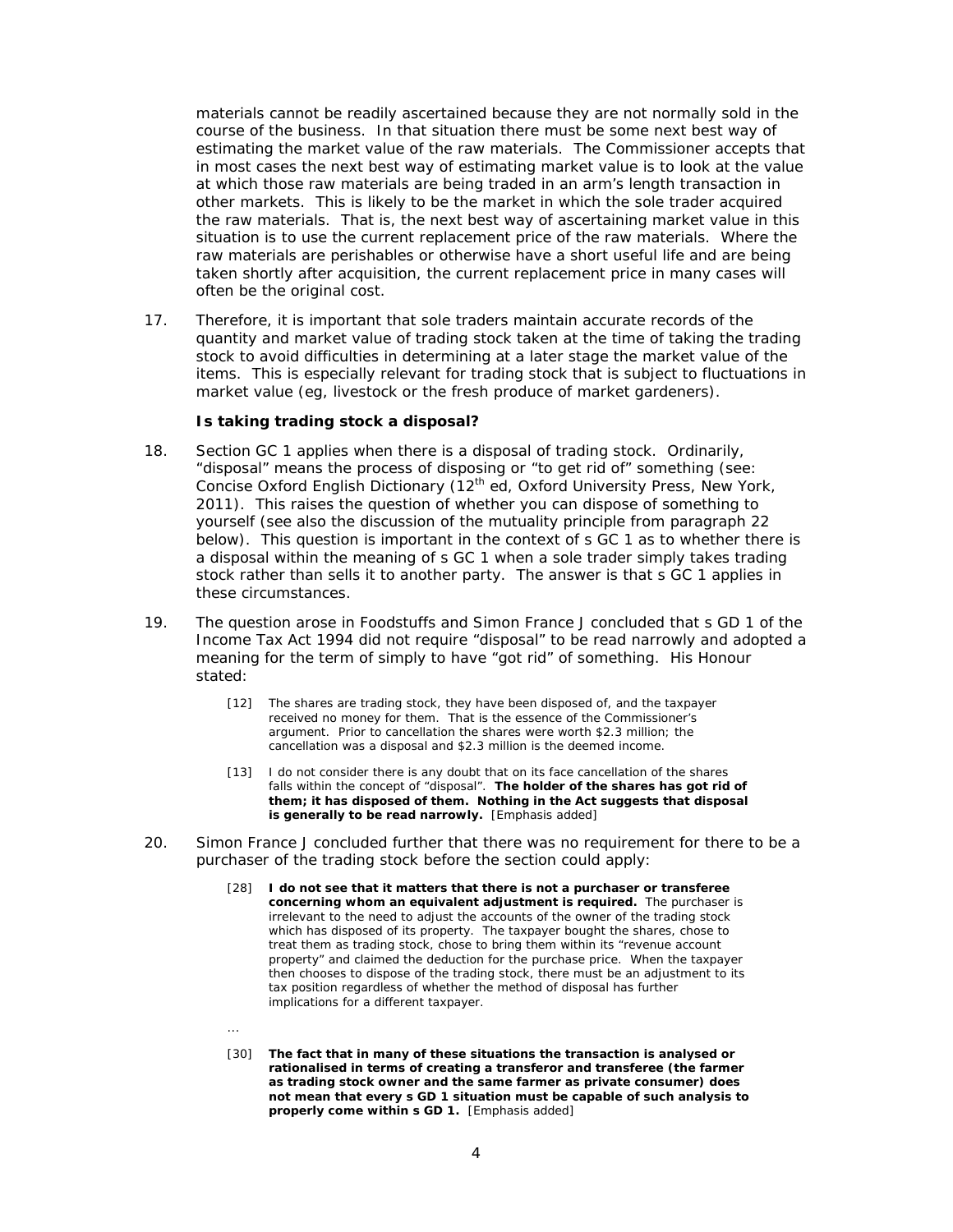materials cannot be readily ascertained because they are not normally sold in the course of the business. In that situation there must be some next best way of estimating the market value of the raw materials. The Commissioner accepts that in most cases the next best way of estimating market value is to look at the value at which those raw materials are being traded in an arm's length transaction in other markets. This is likely to be the market in which the sole trader acquired the raw materials. That is, the next best way of ascertaining market value in this situation is to use the current replacement price of the raw materials. Where the raw materials are perishables or otherwise have a short useful life and are being taken shortly after acquisition, the current replacement price in many cases will often be the original cost.

17. Therefore, it is important that sole traders maintain accurate records of the quantity and market value of trading stock taken at the time of taking the trading stock to avoid difficulties in determining at a later stage the market value of the items. This is especially relevant for trading stock that is subject to fluctuations in market value (eg, livestock or the fresh produce of market gardeners).

### Is taking trading stock a disposal?

18. Section GC 1 applies when there is a disposal of trading stock. Ordinarily, "disposal" means the process of disposing or "to get rid of" something (see: Concise Oxford English Dictionary (12th ed, Oxford University Press, New York, 2011). This raises the question of whether you can dispose of something to yourself (see also the discussion of the mutuality principle from paragraph 22 below). This question is important in the context of s GC 1 as to whether there is a disposal within the meaning of s GC 1 when a sole trader simply takes trading stock rather than sells it to another party. The answer is that s GC 1 applies in these circumstances.

19. The question arose in Foodstuffs and Simon France J concluded that s GD 1 of the Income Tax Act 1994 did not require "disposal" to be read narrowly and adopted a meaning for the term of simply to have "got rid" of something. His Honour stated:

> [12] The shares are trading stock, they have been disposed of, and the taxpayer received no money for them. That is the essence of the Commissioner's argument. Prior to cancellation the shares were worth $2.3 million; the cancellation was a disposal and $2.3 million is the deemed income.
>
> [13] I do not consider there is any doubt that on its face cancellation of the shares falls within the concept of "disposal". **The holder of the shares has got rid of them; it has disposed of them. Nothing in the Act suggests that disposal is generally to be read narrowly.** [Emphasis added]

20. Simon France J concluded further that there was no requirement for there to be a purchaser of the trading stock before the section could apply:

> [28] **I do not see that it matters that there is not a purchaser or transferee concerning whom an equivalent adjustment is required.** The purchaser is irrelevant to the need to adjust the accounts of the owner of the trading stock which has disposed of its property. The taxpayer bought the shares, chose to treat them as trading stock, chose to bring them within its "revenue account property" and claimed the deduction for the purchase price. When the taxpayer then chooses to dispose of the trading stock, there must be an adjustment to its tax position regardless of whether the method of disposal has further implications for a different taxpayer.
>
> ...
>
> [30] **The fact that in many of these situations the transaction is analysed or rationalised in terms of creating a transferor and transferee (the farmer as trading stock owner and the same farmer as private consumer) does not mean that every s GD 1 situation must be capable of such analysis to properly come within s GD 1.** [Emphasis added]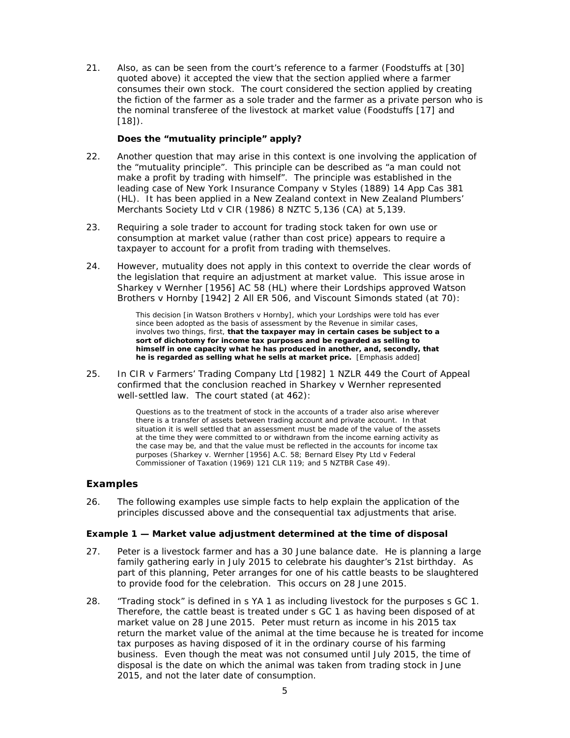21. Also, as can be seen from the court's reference to a farmer (Foodstuffs at [30] quoted above) it accepted the view that the section applied where a farmer consumes their own stock. The court considered the section applied by creating the fiction of the farmer as a sole trader and the farmer as a private person who is the nominal transferee of the livestock at market value (Foodstuffs [17] and [18]).

**Does the "mutuality principle" apply?**

22. Another question that may arise in this context is one involving the application of the "mutuality principle". This principle can be described as "a man could not make a profit by trading with himself". The principle was established in the leading case of New York Insurance Company v Styles (1889) 14 App Cas 381 (HL). It has been applied in a New Zealand context in New Zealand Plumbers' Merchants Society Ltd v CIR (1986) 8 NZTC 5,136 (CA) at 5,139.

23. Requiring a sole trader to account for trading stock taken for own use or consumption at market value (rather than cost price) appears to require a taxpayer to account for a profit from trading with themselves.

24. However, mutuality does not apply in this context to override the clear words of the legislation that require an adjustment at market value. This issue arose in Sharkey v Wernher [1956] AC 58 (HL) where their Lordships approved Watson Brothers v Hornby [1942] 2 All ER 506, and Viscount Simonds stated (at 70):

> This decision [in Watson Brothers v Hornby], which your Lordships were told has ever since been adopted as the basis of assessment by the Revenue in similar cases, involves two things, first, **that the taxpayer may in certain cases be subject to a sort of dichotomy for income tax purposes and be regarded as selling to himself in one capacity what he has produced in another, and, secondly, that he is regarded as selling what he sells at market price.** [Emphasis added]

25. In CIR v Farmers' Trading Company Ltd [1982] 1 NZLR 449 the Court of Appeal confirmed that the conclusion reached in Sharkey v Wernher represented well-settled law. The court stated (at 462):

> Questions as to the treatment of stock in the accounts of a trader also arise wherever there is a transfer of assets between trading account and private account. In that situation it is well settled that an assessment must be made of the value of the assets at the time they were committed to or withdrawn from the income earning activity as the case may be, and that the value must be reflected in the accounts for income tax purposes (Sharkey v. Wernher [1956] A.C. 58; Bernard Elsey Pty Ltd v Federal Commissioner of Taxation (1969) 121 CLR 119; and 5 NZTBR Case 49).

## Examples

26. The following examples use simple facts to help explain the application of the principles discussed above and the consequential tax adjustments that arise.

### Example 1 — Market value adjustment determined at the time of disposal

27. Peter is a livestock farmer and has a 30 June balance date. He is planning a large family gathering early in July 2015 to celebrate his daughter's 21st birthday. As part of this planning, Peter arranges for one of his cattle beasts to be slaughtered to provide food for the celebration. This occurs on 28 June 2015.

28. "Trading stock" is defined in s YA 1 as including livestock for the purposes s GC 1. Therefore, the cattle beast is treated under s GC 1 as having been disposed of at market value on 28 June 2015. Peter must return as income in his 2015 tax return the market value of the animal at the time because he is treated for income tax purposes as having disposed of it in the ordinary course of his farming business. Even though the meat was not consumed until July 2015, the time of disposal is the date on which the animal was taken from trading stock in June 2015, and not the later date of consumption.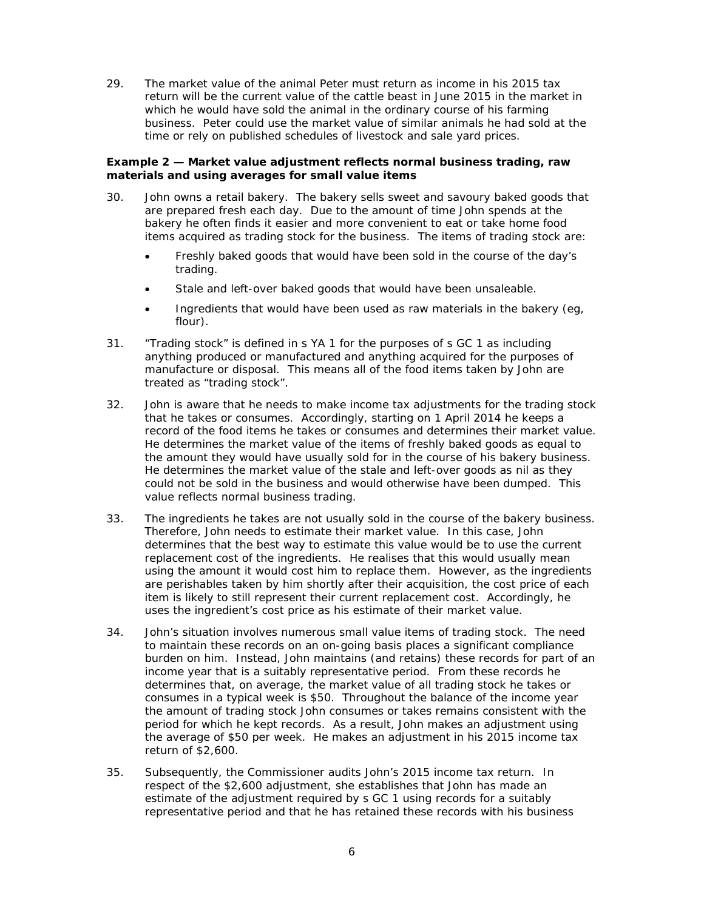29. The market value of the animal Peter must return as income in his 2015 tax return will be the current value of the cattle beast in June 2015 in the market in which he would have sold the animal in the ordinary course of his farming business. Peter could use the market value of similar animals he had sold at the time or rely on published schedules of livestock and sale yard prices.

**Example 2 — Market value adjustment reflects normal business trading, raw materials and using averages for small value items**

30. John owns a retail bakery. The bakery sells sweet and savoury baked goods that are prepared fresh each day. Due to the amount of time John spends at the bakery he often finds it easier and more convenient to eat or take home food items acquired as trading stock for the business. The items of trading stock are:

   - Freshly baked goods that would have been sold in the course of the day's trading.
   - Stale and left-over baked goods that would have been unsaleable.
   - Ingredients that would have been used as raw materials in the bakery (eg, flour).

31. "Trading stock" is defined in s YA 1 for the purposes of s GC 1 as including anything produced or manufactured and anything acquired for the purposes of manufacture or disposal. This means all of the food items taken by John are treated as "trading stock".

32. John is aware that he needs to make income tax adjustments for the trading stock that he takes or consumes. Accordingly, starting on 1 April 2014 he keeps a record of the food items he takes or consumes and determines their market value. He determines the market value of the items of freshly baked goods as equal to the amount they would have usually sold for in the course of his bakery business. He determines the market value of the stale and left-over goods as nil as they could not be sold in the business and would otherwise have been dumped. This value reflects normal business trading.

33. The ingredients he takes are not usually sold in the course of the bakery business. Therefore, John needs to estimate their market value. In this case, John determines that the best way to estimate this value would be to use the current replacement cost of the ingredients. He realises that this would usually mean using the amount it would cost him to replace them. However, as the ingredients are perishables taken by him shortly after their acquisition, the cost price of each item is likely to still represent their current replacement cost. Accordingly, he uses the ingredient's cost price as his estimate of their market value.

34. John's situation involves numerous small value items of trading stock. The need to maintain these records on an on-going basis places a significant compliance burden on him. Instead, John maintains (and retains) these records for part of an income year that is a suitably representative period. From these records he determines that, on average, the market value of all trading stock he takes or consumes in a typical week is $50. Throughout the balance of the income year the amount of trading stock John consumes or takes remains consistent with the period for which he kept records. As a result, John makes an adjustment using the average of $50 per week. He makes an adjustment in his 2015 income tax return of $2,600.

35. Subsequently, the Commissioner audits John's 2015 income tax return. In respect of the $2,600 adjustment, she establishes that John has made an estimate of the adjustment required by s GC 1 using records for a suitably representative period and that he has retained these records with his business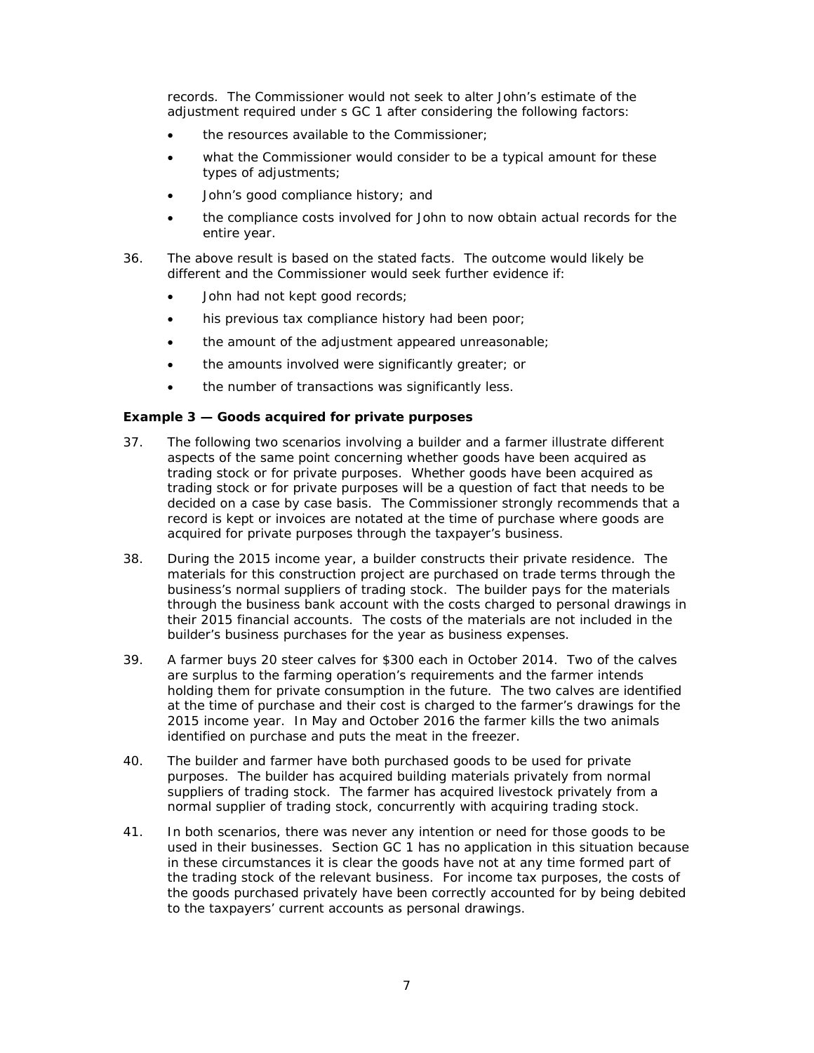records. The Commissioner would not seek to alter John's estimate of the adjustment required under s GC 1 after considering the following factors:

- the resources available to the Commissioner;
- what the Commissioner would consider to be a typical amount for these types of adjustments;
- John's good compliance history; and
- the compliance costs involved for John to now obtain actual records for the entire year.

36. The above result is based on the stated facts. The outcome would likely be different and the Commissioner would seek further evidence if:

- John had not kept good records;
- his previous tax compliance history had been poor;
- the amount of the adjustment appeared unreasonable;
- the amounts involved were significantly greater; or
- the number of transactions was significantly less.

**Example 3 — Goods acquired for private purposes**

37. The following two scenarios involving a builder and a farmer illustrate different aspects of the same point concerning whether goods have been acquired as trading stock or for private purposes. Whether goods have been acquired as trading stock or for private purposes will be a question of fact that needs to be decided on a case by case basis. The Commissioner strongly recommends that a record is kept or invoices are notated at the time of purchase where goods are acquired for private purposes through the taxpayer's business.

38. During the 2015 income year, a builder constructs their private residence. The materials for this construction project are purchased on trade terms through the business's normal suppliers of trading stock. The builder pays for the materials through the business bank account with the costs charged to personal drawings in their 2015 financial accounts. The costs of the materials are not included in the builder's business purchases for the year as business expenses.

39. A farmer buys 20 steer calves for $300 each in October 2014. Two of the calves are surplus to the farming operation's requirements and the farmer intends holding them for private consumption in the future. The two calves are identified at the time of purchase and their cost is charged to the farmer's drawings for the 2015 income year. In May and October 2016 the farmer kills the two animals identified on purchase and puts the meat in the freezer.

40. The builder and farmer have both purchased goods to be used for private purposes. The builder has acquired building materials privately from normal suppliers of trading stock. The farmer has acquired livestock privately from a normal supplier of trading stock, concurrently with acquiring trading stock.

41. In both scenarios, there was never any intention or need for those goods to be used in their businesses. Section GC 1 has no application in this situation because in these circumstances it is clear the goods have not at any time formed part of the trading stock of the relevant business. For income tax purposes, the costs of the goods purchased privately have been correctly accounted for by being debited to the taxpayers' current accounts as personal drawings.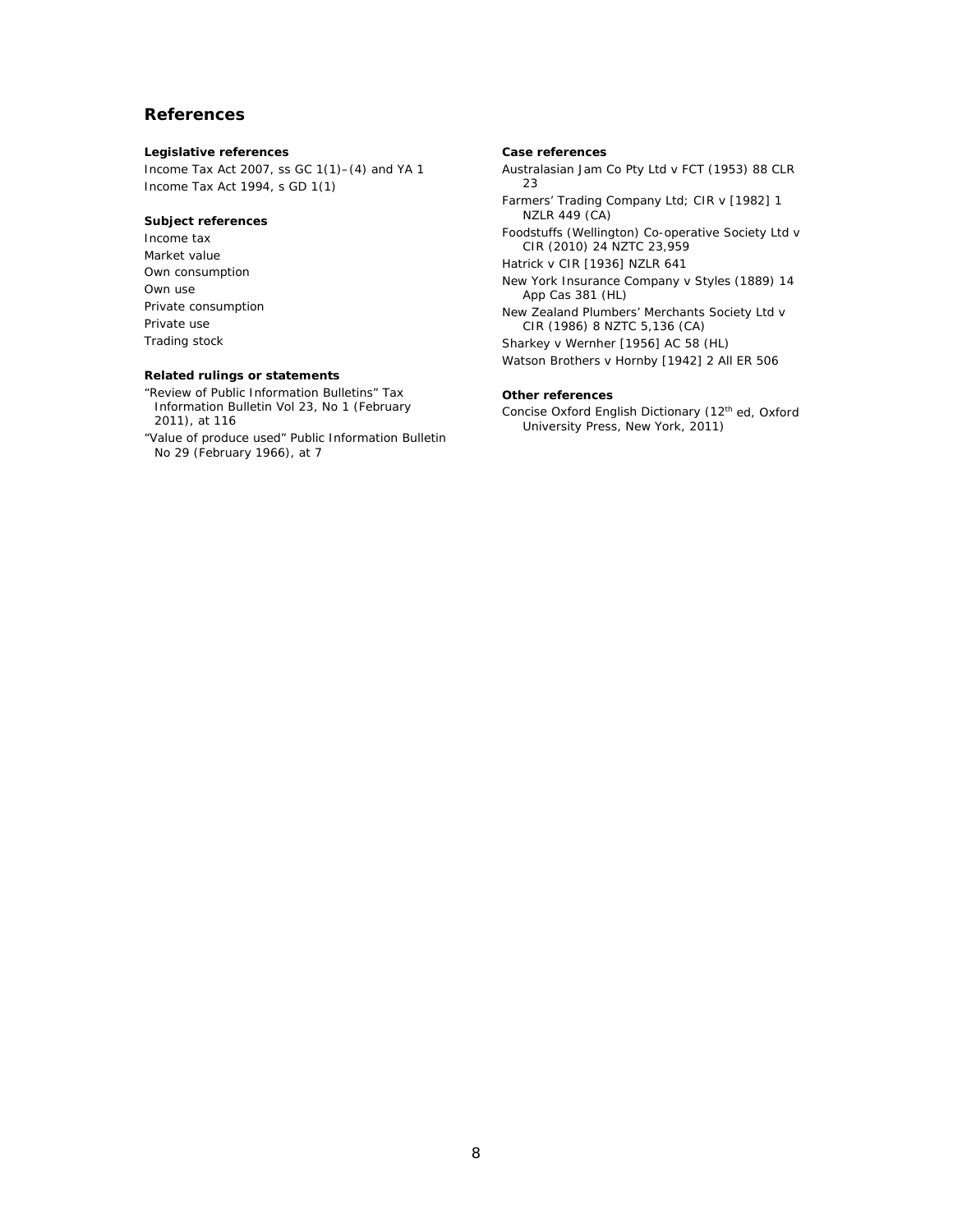## References

### Legislative references

Income Tax Act 2007, ss GC 1(1)–(4) and YA 1

Income Tax Act 1994, s GD 1(1)

### Subject references

Income tax

Market value

Own consumption

Own use

Private consumption

Private use

Trading stock

### Related rulings or statements

"Review of Public Information Bulletins" Tax Information Bulletin Vol 23, No 1 (February 2011), at 116

"Value of produce used" Public Information Bulletin No 29 (February 1966), at 7

### Case references

Australasian Jam Co Pty Ltd v FCT (1953) 88 CLR 23

Farmers' Trading Company Ltd; CIR v [1982] 1 NZLR 449 (CA)

Foodstuffs (Wellington) Co-operative Society Ltd v CIR (2010) 24 NZTC 23,959

Hatrick v CIR [1936] NZLR 641

New York Insurance Company v Styles (1889) 14 App Cas 381 (HL)

New Zealand Plumbers' Merchants Society Ltd v CIR (1986) 8 NZTC 5,136 (CA)

Sharkey v Wernher [1956] AC 58 (HL)

Watson Brothers v Hornby [1942] 2 All ER 506

### Other references

Concise Oxford English Dictionary (12th ed, Oxford University Press, New York, 2011)